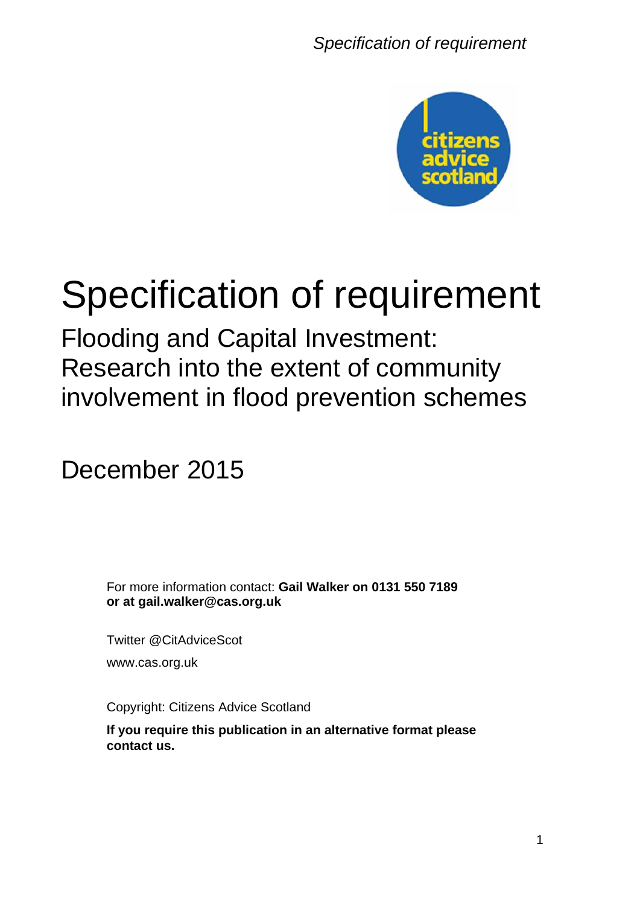# Specification of requirement

## Flooding and Capital Investment: Research into the extent of community involvement in flood prevention schemes

December 2015

For more information contact: **Gail Walker on 0131 550 7189 or at gail.walker@cas.org.uk**

Twitter @CitAdviceScot

www.cas.org.uk

Copyright: Citizens Advice Scotland

**If you require this publication in an alternative format please contact us.**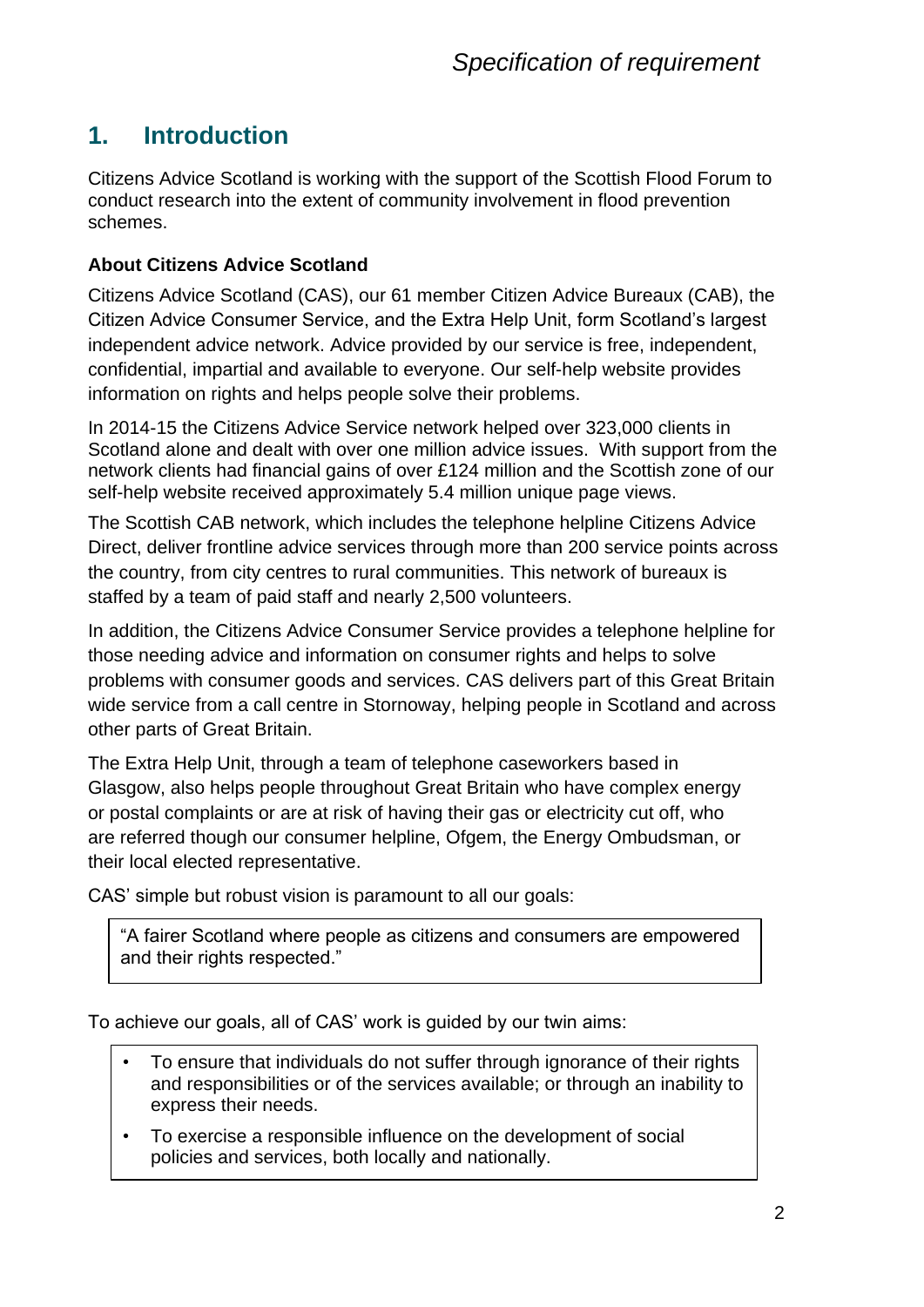## 1. Introduction

Citizens Advice Scotland is working with the support of the Scottish Flood Forum to conduct research into the extent of community involvement in flood prevention schemes.

**About Citizens Advice Scotland**

Citizens Advice Scotland (CAS), our 61 member Citizen Advice Bureaux (CAB), the Citizen Advice Consumer Service, and the Extra Help Unit, form Scotland's largest independent advice network. Advice provided by our service is free, independent, confidential, impartial and available to everyone. Our self-help website provides information on rights and helps people solve their problems.

In 2014-15 the Citizens Advice Service network helped over 323,000 clients in Scotland alone and dealt with over one million advice issues. With support from the network clients had financial gains of over £124 million and the Scottish zone of our self-help website received approximately 5.4 million unique page views.

The Scottish CAB network, which includes the telephone helpline Citizens Advice Direct, deliver frontline advice services through more than 200 service points across the country, from city centres to rural communities. This network of bureaux is staffed by a team of paid staff and nearly 2,500 volunteers.

In addition, the Citizens Advice Consumer Service provides a telephone helpline for those needing advice and information on consumer rights and helps to solve problems with consumer goods and services. CAS delivers part of this Great Britain wide service from a call centre in Stornoway, helping people in Scotland and across other parts of Great Britain.

The Extra Help Unit, through a team of telephone caseworkers based in Glasgow, also helps people throughout Great Britain who have complex energy or postal complaints or are at risk of having their gas or electricity cut off, who are referred though our consumer helpline, Ofgem, the Energy Ombudsman, or their local elected representative.

CAS' simple but robust vision is paramount to all our goals:

> "A fairer Scotland where people as citizens and consumers are empowered and their rights respected."

To achieve our goals, all of CAS' work is guided by our twin aims:

- To ensure that individuals do not suffer through ignorance of their rights and responsibilities or of the services available; or through an inability to express their needs.
- To exercise a responsible influence on the development of social policies and services, both locally and nationally.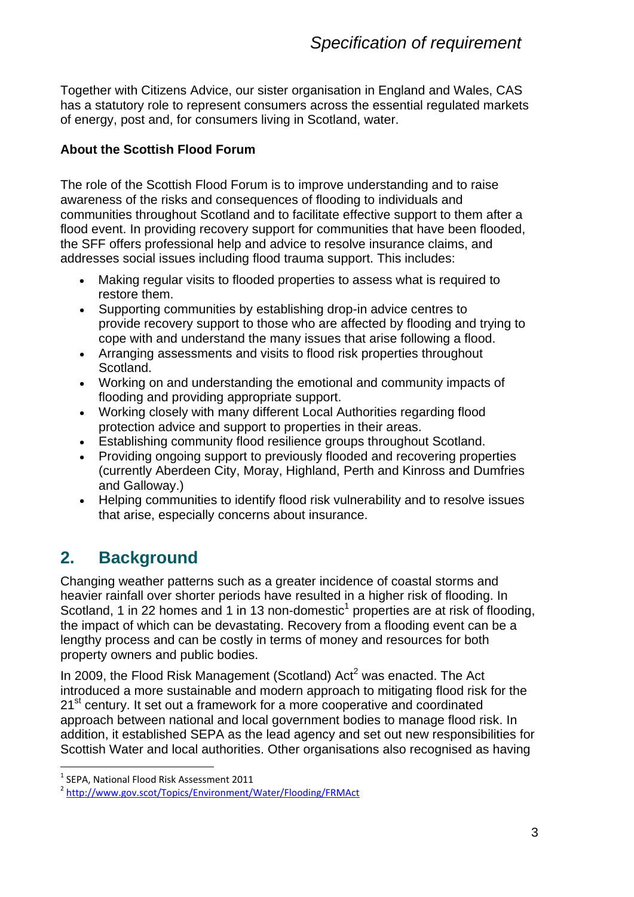Together with Citizens Advice, our sister organisation in England and Wales, CAS has a statutory role to represent consumers across the essential regulated markets of energy, post and, for consumers living in Scotland, water.

**About the Scottish Flood Forum**

The role of the Scottish Flood Forum is to improve understanding and to raise awareness of the risks and consequences of flooding to individuals and communities throughout Scotland and to facilitate effective support to them after a flood event. In providing recovery support for communities that have been flooded, the SFF offers professional help and advice to resolve insurance claims, and addresses social issues including flood trauma support. This includes:

- Making regular visits to flooded properties to assess what is required to restore them.
- Supporting communities by establishing drop-in advice centres to provide recovery support to those who are affected by flooding and trying to cope with and understand the many issues that arise following a flood.
- Arranging assessments and visits to flood risk properties throughout Scotland.
- Working on and understanding the emotional and community impacts of flooding and providing appropriate support.
- Working closely with many different Local Authorities regarding flood protection advice and support to properties in their areas.
- Establishing community flood resilience groups throughout Scotland.
- Providing ongoing support to previously flooded and recovering properties (currently Aberdeen City, Moray, Highland, Perth and Kinross and Dumfries and Galloway.)
- Helping communities to identify flood risk vulnerability and to resolve issues that arise, especially concerns about insurance.

## 2. Background

Changing weather patterns such as a greater incidence of coastal storms and heavier rainfall over shorter periods have resulted in a higher risk of flooding. In Scotland, 1 in 22 homes and 1 in 13 non-domestic[1] properties are at risk of flooding, the impact of which can be devastating. Recovery from a flooding event can be a lengthy process and can be costly in terms of money and resources for both property owners and public bodies.

In 2009, the Flood Risk Management (Scotland) Act[2] was enacted. The Act introduced a more sustainable and modern approach to mitigating flood risk for the 21st century. It set out a framework for a more cooperative and coordinated approach between national and local government bodies to manage flood risk. In addition, it established SEPA as the lead agency and set out new responsibilities for Scottish Water and local authorities. Other organisations also recognised as having

---

[1] SEPA, National Flood Risk Assessment 2011

[2] http://www.gov.scot/Topics/Environment/Water/Flooding/FRMAct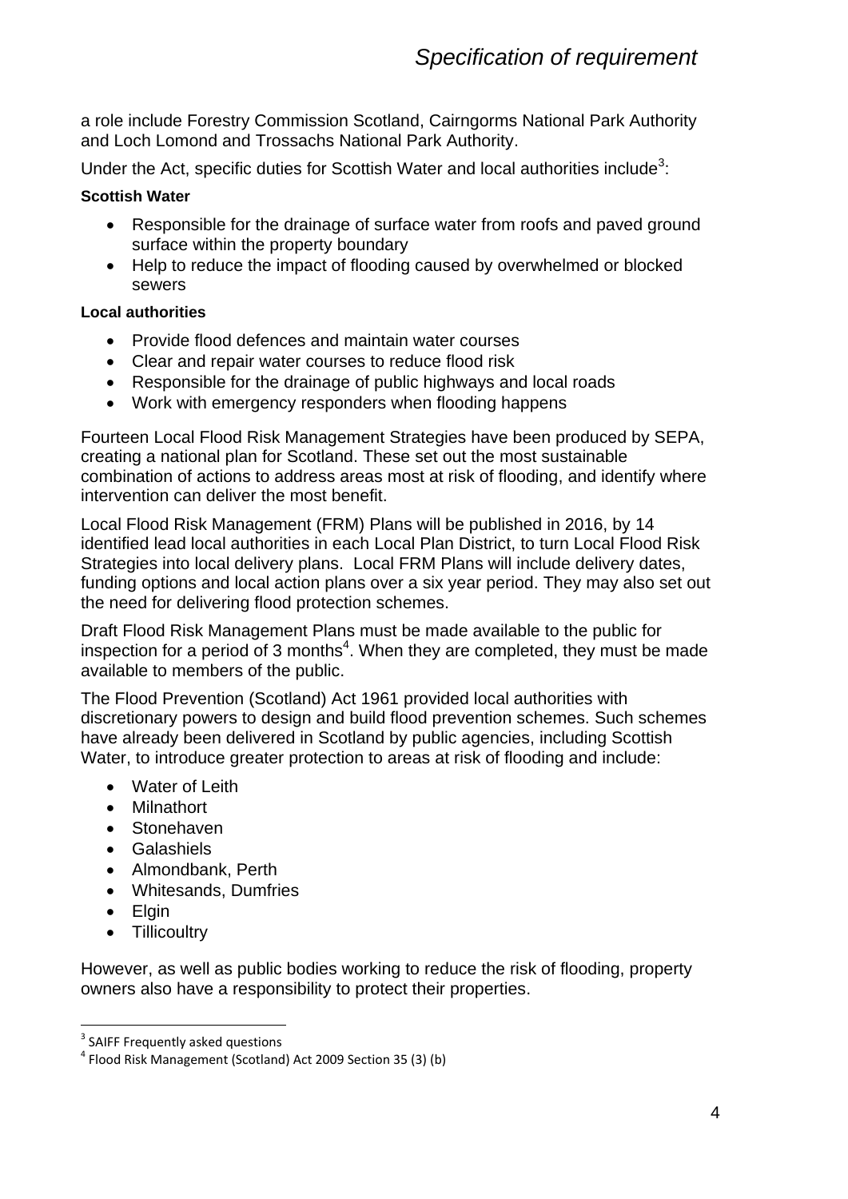a role include Forestry Commission Scotland, Cairngorms National Park Authority and Loch Lomond and Trossachs National Park Authority.

Under the Act, specific duties for Scottish Water and local authorities include[3]:

**Scottish Water**

- Responsible for the drainage of surface water from roofs and paved ground surface within the property boundary
- Help to reduce the impact of flooding caused by overwhelmed or blocked sewers

**Local authorities**

- Provide flood defences and maintain water courses
- Clear and repair water courses to reduce flood risk
- Responsible for the drainage of public highways and local roads
- Work with emergency responders when flooding happens

Fourteen Local Flood Risk Management Strategies have been produced by SEPA, creating a national plan for Scotland. These set out the most sustainable combination of actions to address areas most at risk of flooding, and identify where intervention can deliver the most benefit.

Local Flood Risk Management (FRM) Plans will be published in 2016, by 14 identified lead local authorities in each Local Plan District, to turn Local Flood Risk Strategies into local delivery plans. Local FRM Plans will include delivery dates, funding options and local action plans over a six year period. They may also set out the need for delivering flood protection schemes.

Draft Flood Risk Management Plans must be made available to the public for inspection for a period of 3 months[4]. When they are completed, they must be made available to members of the public.

The Flood Prevention (Scotland) Act 1961 provided local authorities with discretionary powers to design and build flood prevention schemes. Such schemes have already been delivered in Scotland by public agencies, including Scottish Water, to introduce greater protection to areas at risk of flooding and include:

- Water of Leith
- Milnathort
- Stonehaven
- Galashiels
- Almondbank, Perth
- Whitesands, Dumfries
- Elgin
- Tillicoultry

However, as well as public bodies working to reduce the risk of flooding, property owners also have a responsibility to protect their properties.

[3] SAIFF Frequently asked questions
[4] Flood Risk Management (Scotland) Act 2009 Section 35 (3) (b)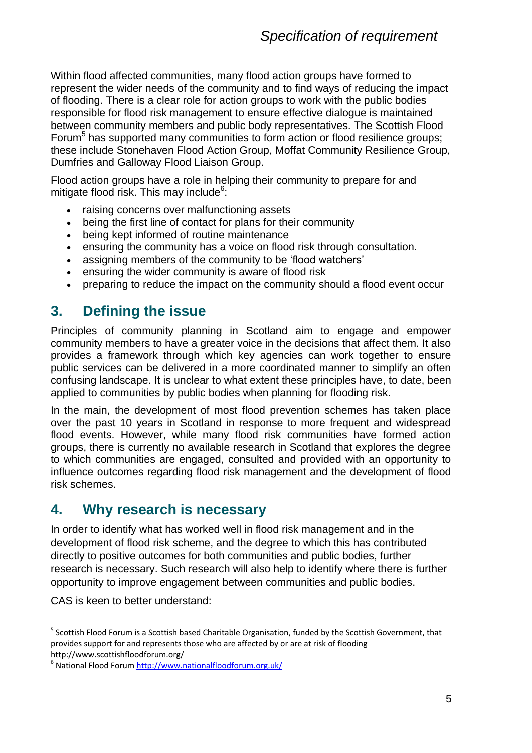Within flood affected communities, many flood action groups have formed to represent the wider needs of the community and to find ways of reducing the impact of flooding. There is a clear role for action groups to work with the public bodies responsible for flood risk management to ensure effective dialogue is maintained between community members and public body representatives. The Scottish Flood Forum[5] has supported many communities to form action or flood resilience groups; these include Stonehaven Flood Action Group, Moffat Community Resilience Group, Dumfries and Galloway Flood Liaison Group.

Flood action groups have a role in helping their community to prepare for and mitigate flood risk. This may include[6]:

- raising concerns over malfunctioning assets
- being the first line of contact for plans for their community
- being kept informed of routine maintenance
- ensuring the community has a voice on flood risk through consultation.
- assigning members of the community to be 'flood watchers'
- ensuring the wider community is aware of flood risk
- preparing to reduce the impact on the community should a flood event occur

## 3. Defining the issue

Principles of community planning in Scotland aim to engage and empower community members to have a greater voice in the decisions that affect them. It also provides a framework through which key agencies can work together to ensure public services can be delivered in a more coordinated manner to simplify an often confusing landscape. It is unclear to what extent these principles have, to date, been applied to communities by public bodies when planning for flooding risk.

In the main, the development of most flood prevention schemes has taken place over the past 10 years in Scotland in response to more frequent and widespread flood events. However, while many flood risk communities have formed action groups, there is currently no available research in Scotland that explores the degree to which communities are engaged, consulted and provided with an opportunity to influence outcomes regarding flood risk management and the development of flood risk schemes.

## 4. Why research is necessary

In order to identify what has worked well in flood risk management and in the development of flood risk scheme, and the degree to which this has contributed directly to positive outcomes for both communities and public bodies, further research is necessary. Such research will also help to identify where there is further opportunity to improve engagement between communities and public bodies.

CAS is keen to better understand:

---

[5] Scottish Flood Forum is a Scottish based Charitable Organisation, funded by the Scottish Government, that provides support for and represents those who are affected by or are at risk of flooding http://www.scottishfloodforum.org/

[6] National Flood Forum http://www.nationalfloodforum.org.uk/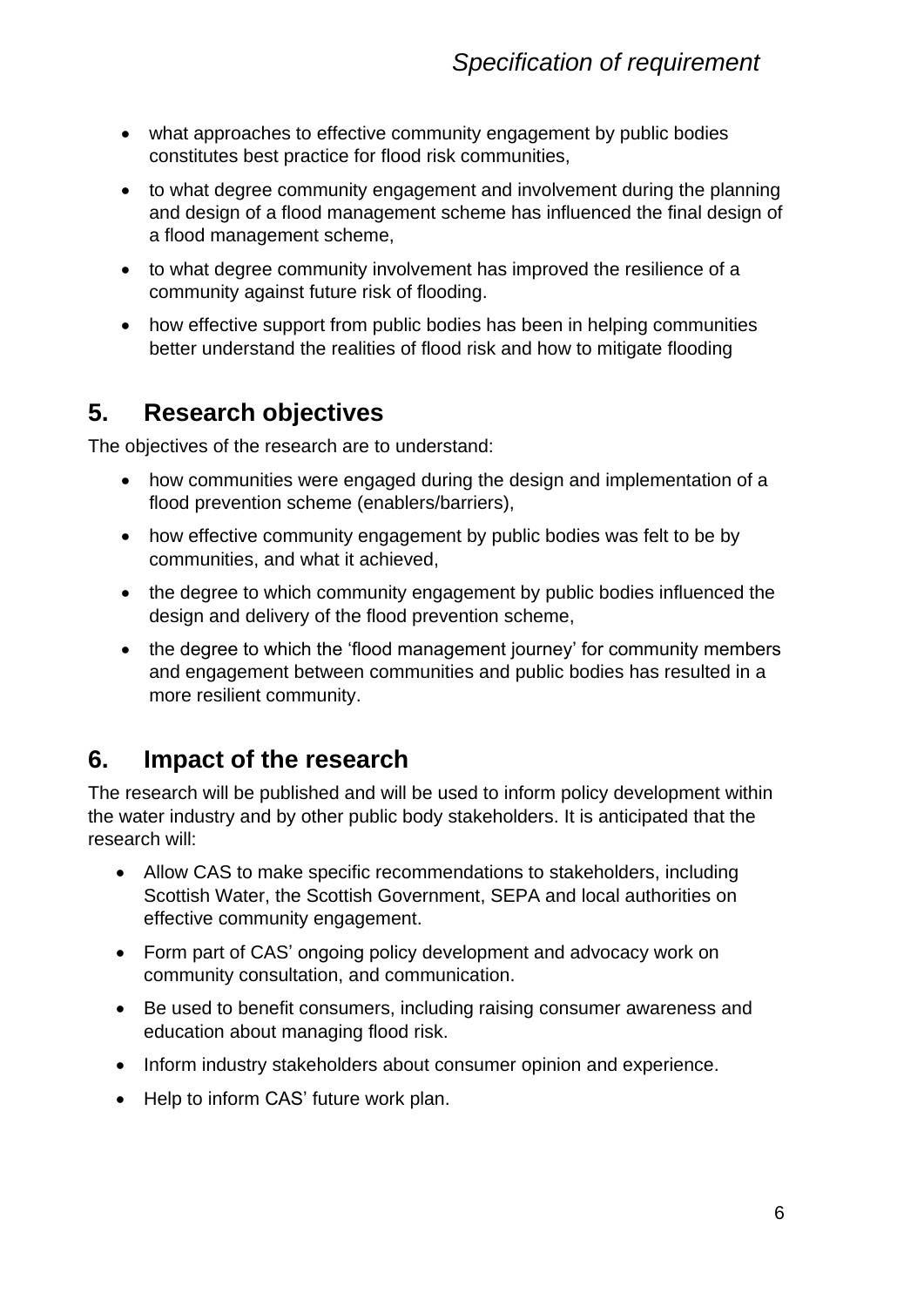- what approaches to effective community engagement by public bodies constitutes best practice for flood risk communities,
- to what degree community engagement and involvement during the planning and design of a flood management scheme has influenced the final design of a flood management scheme,
- to what degree community involvement has improved the resilience of a community against future risk of flooding.
- how effective support from public bodies has been in helping communities better understand the realities of flood risk and how to mitigate flooding

## 5. Research objectives

The objectives of the research are to understand:

- how communities were engaged during the design and implementation of a flood prevention scheme (enablers/barriers),
- how effective community engagement by public bodies was felt to be by communities, and what it achieved,
- the degree to which community engagement by public bodies influenced the design and delivery of the flood prevention scheme,
- the degree to which the 'flood management journey' for community members and engagement between communities and public bodies has resulted in a more resilient community.

## 6. Impact of the research

The research will be published and will be used to inform policy development within the water industry and by other public body stakeholders. It is anticipated that the research will:

- Allow CAS to make specific recommendations to stakeholders, including Scottish Water, the Scottish Government, SEPA and local authorities on effective community engagement.
- Form part of CAS' ongoing policy development and advocacy work on community consultation, and communication.
- Be used to benefit consumers, including raising consumer awareness and education about managing flood risk.
- Inform industry stakeholders about consumer opinion and experience.
- Help to inform CAS' future work plan.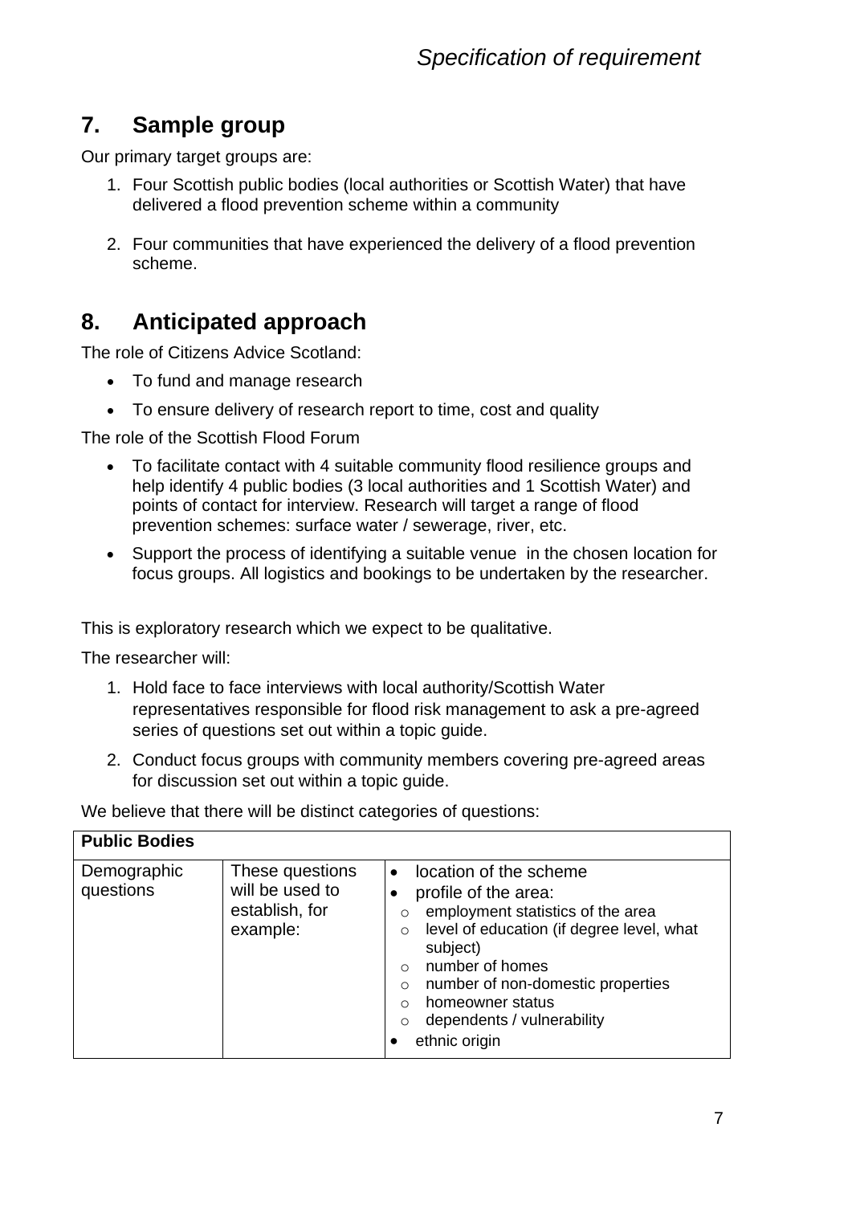## 7. Sample group

Our primary target groups are:

1. Four Scottish public bodies (local authorities or Scottish Water) that have delivered a flood prevention scheme within a community

2. Four communities that have experienced the delivery of a flood prevention scheme.

## 8. Anticipated approach

The role of Citizens Advice Scotland:

- To fund and manage research
- To ensure delivery of research report to time, cost and quality

The role of the Scottish Flood Forum

- To facilitate contact with 4 suitable community flood resilience groups and help identify 4 public bodies (3 local authorities and 1 Scottish Water) and points of contact for interview. Research will target a range of flood prevention schemes: surface water / sewerage, river, etc.
- Support the process of identifying a suitable venue in the chosen location for focus groups. All logistics and bookings to be undertaken by the researcher.

This is exploratory research which we expect to be qualitative.

The researcher will:

1. Hold face to face interviews with local authority/Scottish Water representatives responsible for flood risk management to ask a pre-agreed series of questions set out within a topic guide.
2. Conduct focus groups with community members covering pre-agreed areas for discussion set out within a topic guide.

We believe that there will be distinct categories of questions:

| Public Bodies | | |
|---|---|---|
| Demographic questions | These questions will be used to establish, for example: | • location of the scheme<br>• profile of the area:<br>○ employment statistics of the area<br>○ level of education (if degree level, what subject)<br>○ number of homes<br>○ number of non-domestic properties<br>○ homeowner status<br>○ dependents / vulnerability<br>• ethnic origin |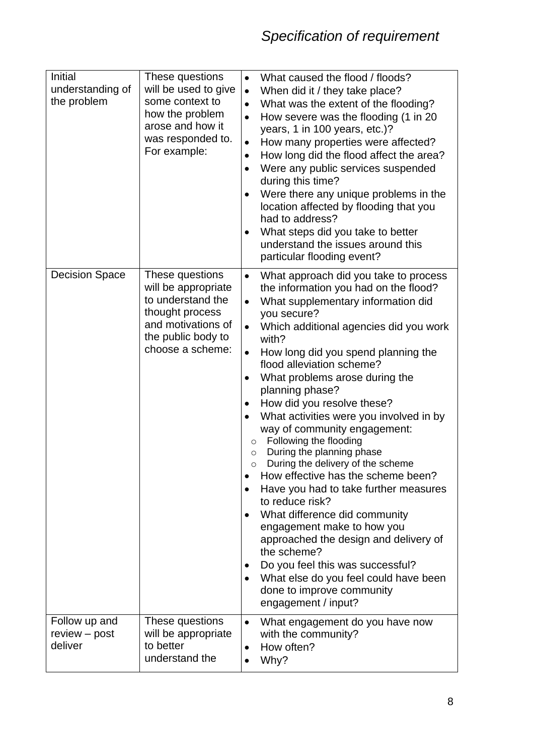| | | |
|---|---|---|
| Initial understanding of the problem | These questions will be used to give some context to how the problem arose and how it was responded to. For example: | • What caused the flood / floods?<br>• When did it / they take place?<br>• What was the extent of the flooding?<br>• How severe was the flooding (1 in 20 years, 1 in 100 years, etc.)?<br>• How many properties were affected?<br>• How long did the flood affect the area?<br>• Were any public services suspended during this time?<br>• Were there any unique problems in the location affected by flooding that you had to address?<br>• What steps did you take to better understand the issues around this particular flooding event? |
| Decision Space | These questions will be appropriate to understand the thought process and motivations of the public body to choose a scheme: | • What approach did you take to process the information you had on the flood?<br>• What supplementary information did you secure?<br>• Which additional agencies did you work with?<br>• How long did you spend planning the flood alleviation scheme?<br>• What problems arose during the planning phase?<br>• How did you resolve these?<br>• What activities were you involved in by way of community engagement:<br>&nbsp;&nbsp;&nbsp;&nbsp;○ Following the flooding<br>&nbsp;&nbsp;&nbsp;&nbsp;○ During the planning phase<br>&nbsp;&nbsp;&nbsp;&nbsp;○ During the delivery of the scheme<br>• How effective has the scheme been?<br>• Have you had to take further measures to reduce risk?<br>• What difference did community engagement make to how you approached the design and delivery of the scheme?<br>• Do you feel this was successful?<br>• What else do you feel could have been done to improve community engagement / input? |
| Follow up and review – post deliver | These questions will be appropriate to better understand the | • What engagement do you have now with the community?<br>• How often?<br>• Why? |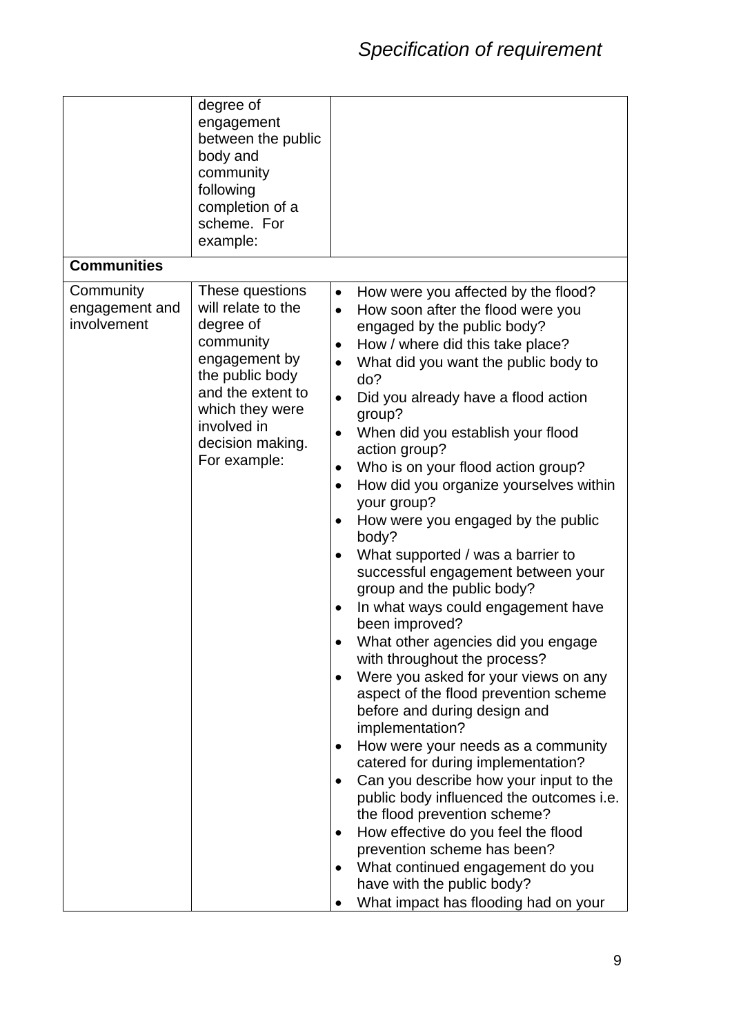| | | |
|---|---|---|
| | degree of engagement between the public body and community following completion of a scheme. For example: | |
| **Communities** | | |
| Community engagement and involvement | These questions will relate to the degree of community engagement by the public body and the extent to which they were involved in decision making. For example: | • How were you affected by the flood?<br>• How soon after the flood were you engaged by the public body?<br>• How / where did this take place?<br>• What did you want the public body to do?<br>• Did you already have a flood action group?<br>• When did you establish your flood action group?<br>• Who is on your flood action group?<br>• How did you organize yourselves within your group?<br>• How were you engaged by the public body?<br>• What supported / was a barrier to successful engagement between your group and the public body?<br>• In what ways could engagement have been improved?<br>• What other agencies did you engage with throughout the process?<br>• Were you asked for your views on any aspect of the flood prevention scheme before and during design and implementation?<br>• How were your needs as a community catered for during implementation?<br>• Can you describe how your input to the public body influenced the outcomes i.e. the flood prevention scheme?<br>• How effective do you feel the flood prevention scheme has been?<br>• What continued engagement do you have with the public body?<br>• What impact has flooding had on your |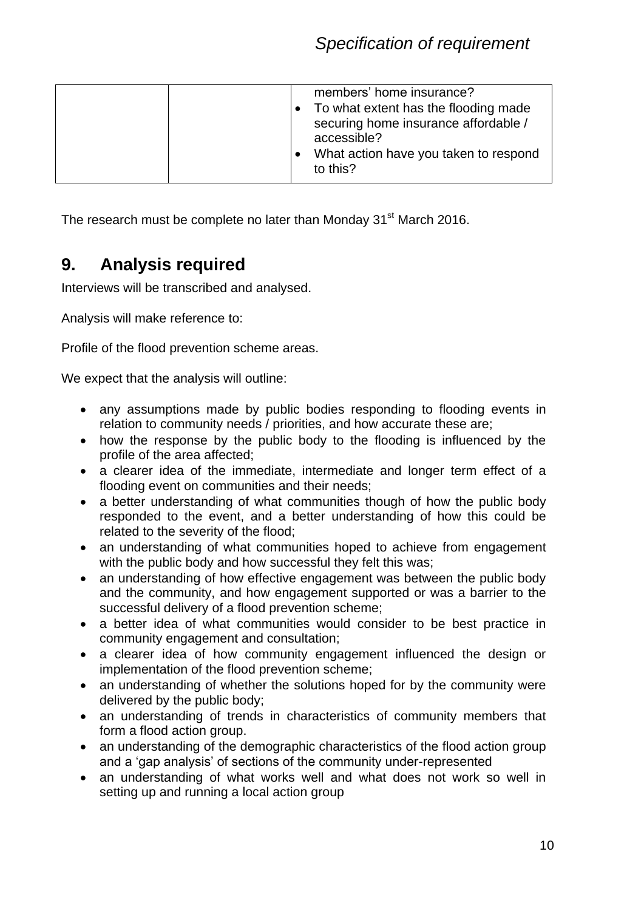|  |  | members' home insurance?<br>• To what extent has the flooding made securing home insurance affordable / accessible?<br>• What action have you taken to respond to this? |
|---|---|---|

The research must be complete no later than Monday 31st March 2016.

## 9. Analysis required

Interviews will be transcribed and analysed.

Analysis will make reference to:

Profile of the flood prevention scheme areas.

We expect that the analysis will outline:

- any assumptions made by public bodies responding to flooding events in relation to community needs / priorities, and how accurate these are;
- how the response by the public body to the flooding is influenced by the profile of the area affected;
- a clearer idea of the immediate, intermediate and longer term effect of a flooding event on communities and their needs;
- a better understanding of what communities though of how the public body responded to the event, and a better understanding of how this could be related to the severity of the flood;
- an understanding of what communities hoped to achieve from engagement with the public body and how successful they felt this was;
- an understanding of how effective engagement was between the public body and the community, and how engagement supported or was a barrier to the successful delivery of a flood prevention scheme;
- a better idea of what communities would consider to be best practice in community engagement and consultation;
- a clearer idea of how community engagement influenced the design or implementation of the flood prevention scheme;
- an understanding of whether the solutions hoped for by the community were delivered by the public body;
- an understanding of trends in characteristics of community members that form a flood action group.
- an understanding of the demographic characteristics of the flood action group and a 'gap analysis' of sections of the community under-represented
- an understanding of what works well and what does not work so well in setting up and running a local action group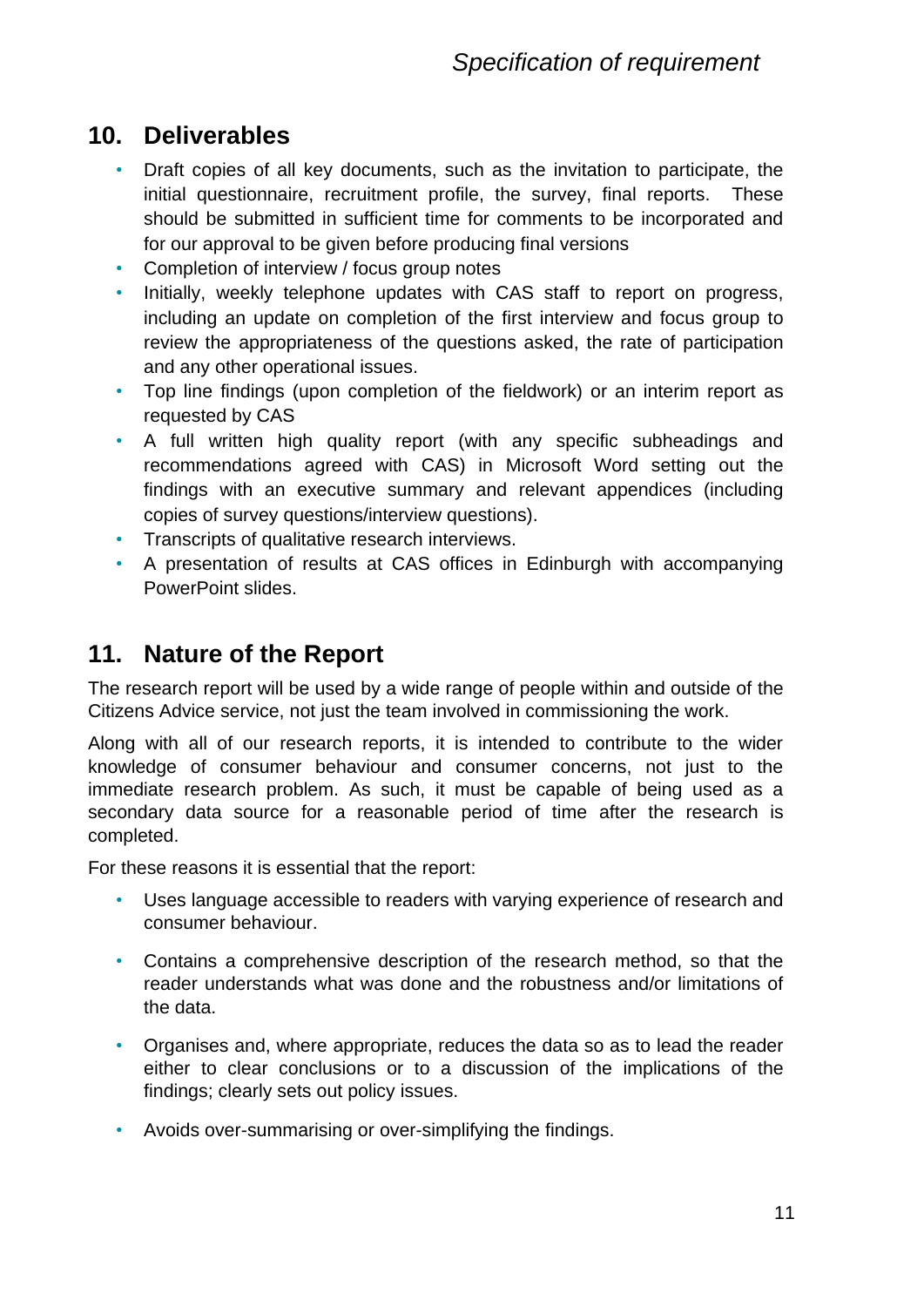## 10. Deliverables

- Draft copies of all key documents, such as the invitation to participate, the initial questionnaire, recruitment profile, the survey, final reports. These should be submitted in sufficient time for comments to be incorporated and for our approval to be given before producing final versions
- Completion of interview / focus group notes
- Initially, weekly telephone updates with CAS staff to report on progress, including an update on completion of the first interview and focus group to review the appropriateness of the questions asked, the rate of participation and any other operational issues.
- Top line findings (upon completion of the fieldwork) or an interim report as requested by CAS
- A full written high quality report (with any specific subheadings and recommendations agreed with CAS) in Microsoft Word setting out the findings with an executive summary and relevant appendices (including copies of survey questions/interview questions).
- Transcripts of qualitative research interviews.
- A presentation of results at CAS offices in Edinburgh with accompanying PowerPoint slides.

## 11. Nature of the Report

The research report will be used by a wide range of people within and outside of the Citizens Advice service, not just the team involved in commissioning the work.

Along with all of our research reports, it is intended to contribute to the wider knowledge of consumer behaviour and consumer concerns, not just to the immediate research problem. As such, it must be capable of being used as a secondary data source for a reasonable period of time after the research is completed.

For these reasons it is essential that the report:

- Uses language accessible to readers with varying experience of research and consumer behaviour.
- Contains a comprehensive description of the research method, so that the reader understands what was done and the robustness and/or limitations of the data.
- Organises and, where appropriate, reduces the data so as to lead the reader either to clear conclusions or to a discussion of the implications of the findings; clearly sets out policy issues.
- Avoids over-summarising or over-simplifying the findings.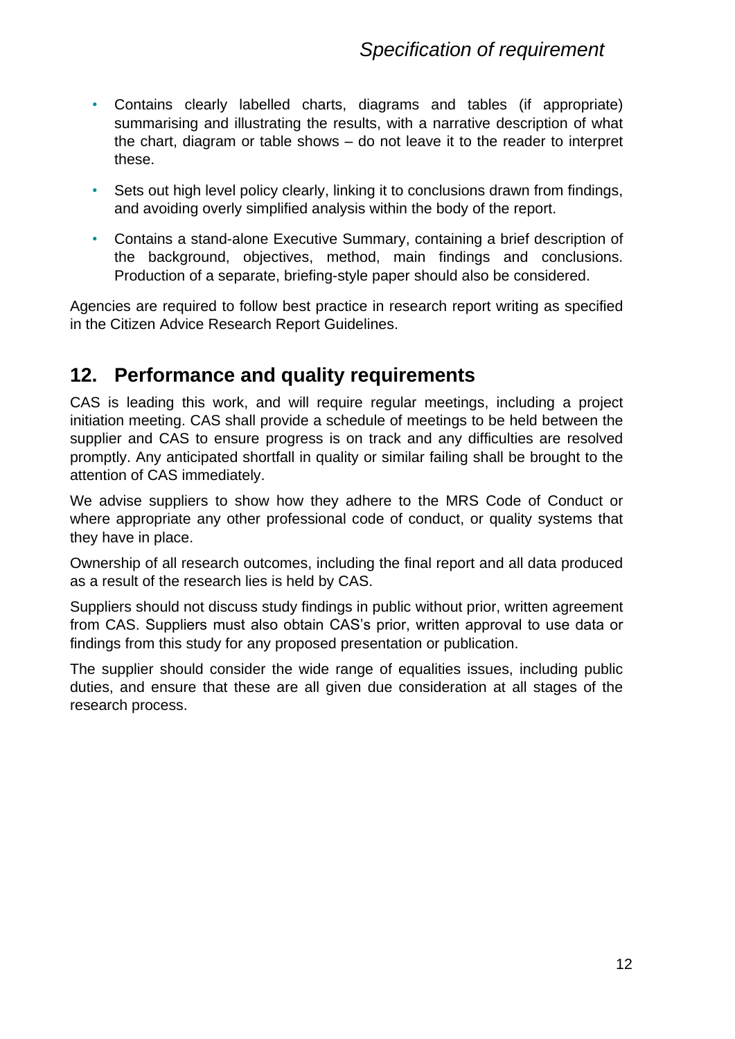- Contains clearly labelled charts, diagrams and tables (if appropriate) summarising and illustrating the results, with a narrative description of what the chart, diagram or table shows – do not leave it to the reader to interpret these.
- Sets out high level policy clearly, linking it to conclusions drawn from findings, and avoiding overly simplified analysis within the body of the report.
- Contains a stand-alone Executive Summary, containing a brief description of the background, objectives, method, main findings and conclusions. Production of a separate, briefing-style paper should also be considered.

Agencies are required to follow best practice in research report writing as specified in the Citizen Advice Research Report Guidelines.

## 12. Performance and quality requirements

CAS is leading this work, and will require regular meetings, including a project initiation meeting. CAS shall provide a schedule of meetings to be held between the supplier and CAS to ensure progress is on track and any difficulties are resolved promptly. Any anticipated shortfall in quality or similar failing shall be brought to the attention of CAS immediately.

We advise suppliers to show how they adhere to the MRS Code of Conduct or where appropriate any other professional code of conduct, or quality systems that they have in place.

Ownership of all research outcomes, including the final report and all data produced as a result of the research lies is held by CAS.

Suppliers should not discuss study findings in public without prior, written agreement from CAS. Suppliers must also obtain CAS's prior, written approval to use data or findings from this study for any proposed presentation or publication.

The supplier should consider the wide range of equalities issues, including public duties, and ensure that these are all given due consideration at all stages of the research process.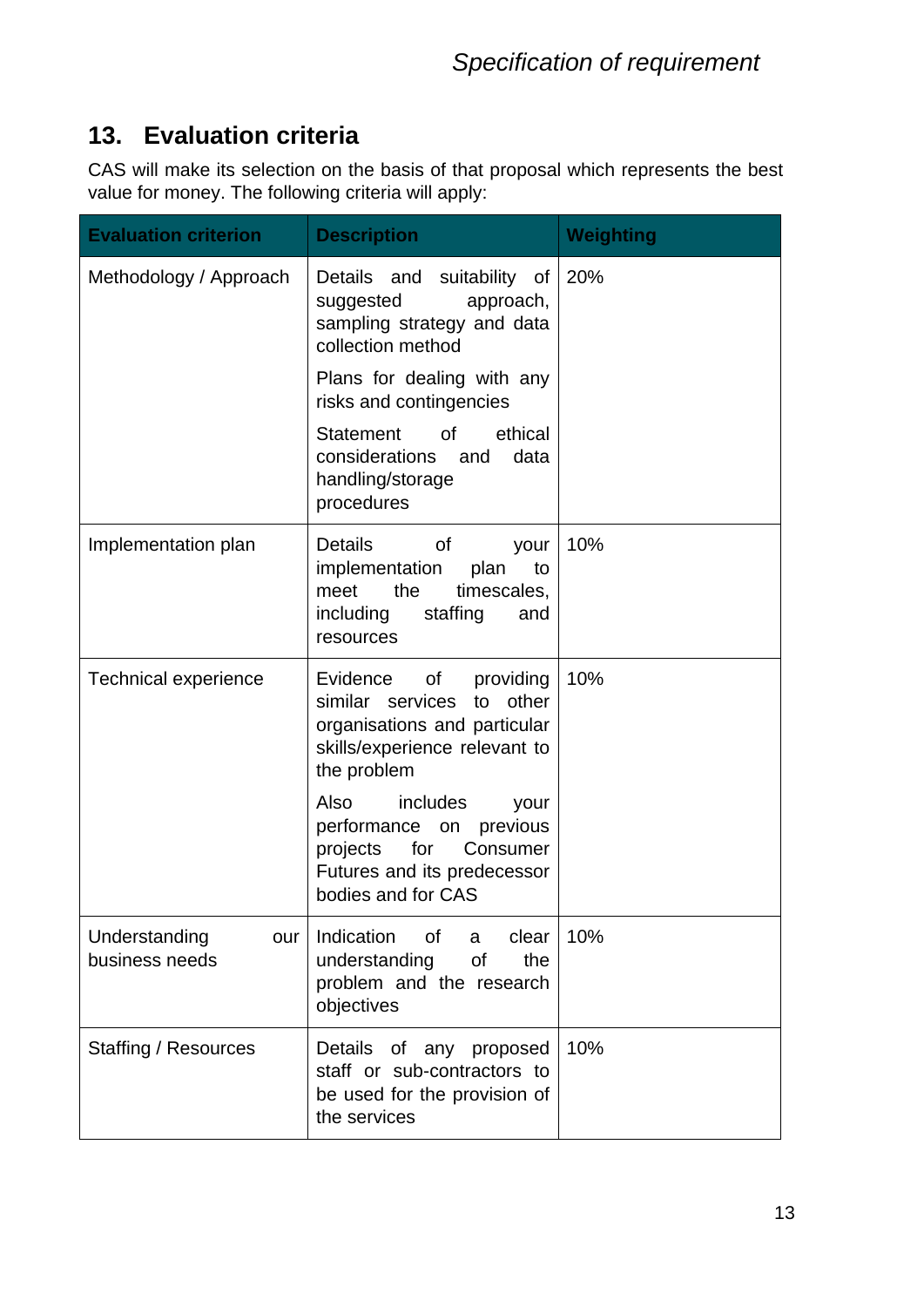## 13. Evaluation criteria

CAS will make its selection on the basis of that proposal which represents the best value for money. The following criteria will apply:

| Evaluation criterion | Description | Weighting |
|---|---|---|
| Methodology / Approach | Details and suitability of suggested approach, sampling strategy and data collection method<br><br>Plans for dealing with any risks and contingencies<br><br>Statement of ethical considerations and data handling/storage procedures | 20% |
| Implementation plan | Details of your implementation plan to meet the timescales, including staffing and resources | 10% |
| Technical experience | Evidence of providing similar services to other organisations and particular skills/experience relevant to the problem<br><br>Also includes your performance on previous projects for Consumer Futures and its predecessor bodies and for CAS | 10% |
| Understanding our business needs | Indication of a clear understanding of the problem and the research objectives | 10% |
| Staffing / Resources | Details of any proposed staff or sub-contractors to be used for the provision of the services | 10% |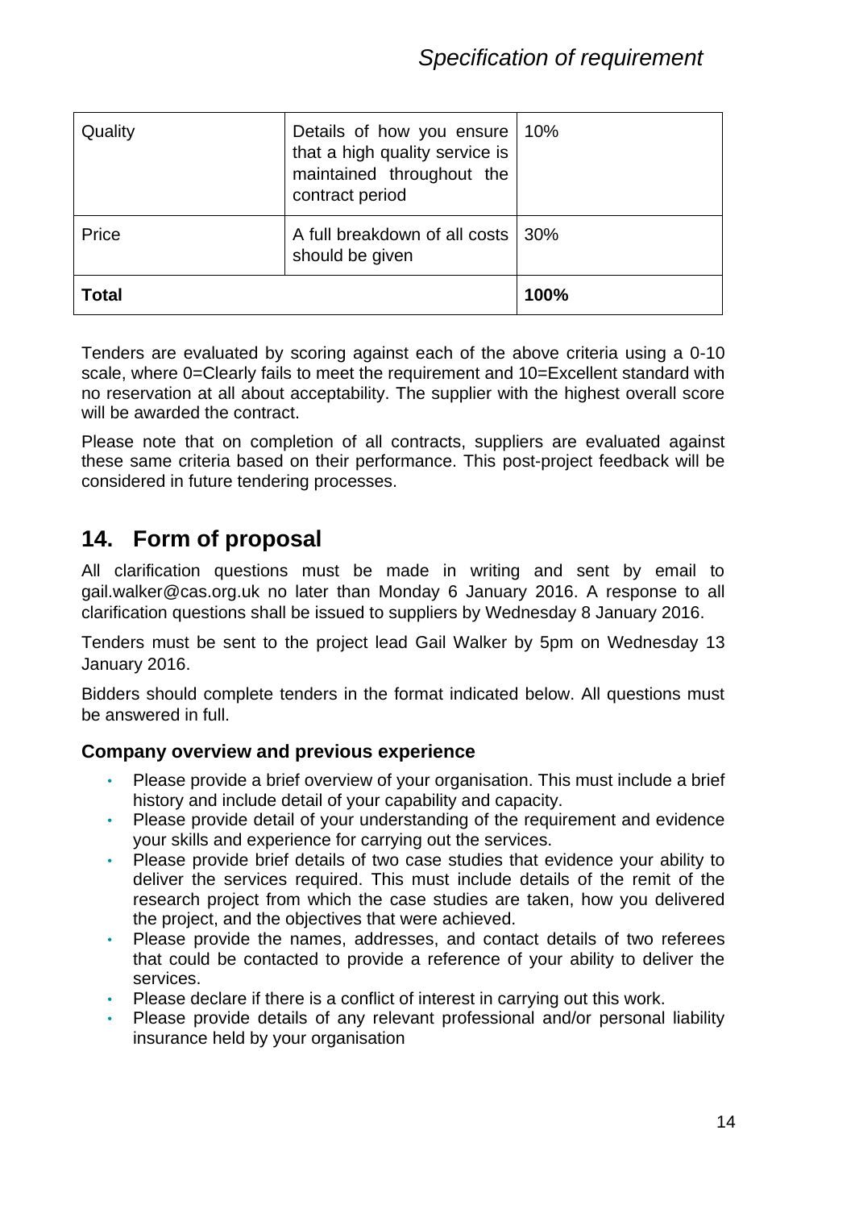| Quality | Details of how you ensure that a high quality service is maintained throughout the contract period | 10% |
|---|---|---|
| Price | A full breakdown of all costs should be given | 30% |
| **Total** | | **100%** |

Tenders are evaluated by scoring against each of the above criteria using a 0-10 scale, where 0=Clearly fails to meet the requirement and 10=Excellent standard with no reservation at all about acceptability. The supplier with the highest overall score will be awarded the contract.

Please note that on completion of all contracts, suppliers are evaluated against these same criteria based on their performance. This post-project feedback will be considered in future tendering processes.

## 14. Form of proposal

All clarification questions must be made in writing and sent by email to gail.walker@cas.org.uk no later than Monday 6 January 2016. A response to all clarification questions shall be issued to suppliers by Wednesday 8 January 2016.

Tenders must be sent to the project lead Gail Walker by 5pm on Wednesday 13 January 2016.

Bidders should complete tenders in the format indicated below. All questions must be answered in full.

### Company overview and previous experience

- Please provide a brief overview of your organisation. This must include a brief history and include detail of your capability and capacity.
- Please provide detail of your understanding of the requirement and evidence your skills and experience for carrying out the services.
- Please provide brief details of two case studies that evidence your ability to deliver the services required. This must include details of the remit of the research project from which the case studies are taken, how you delivered the project, and the objectives that were achieved.
- Please provide the names, addresses, and contact details of two referees that could be contacted to provide a reference of your ability to deliver the services.
- Please declare if there is a conflict of interest in carrying out this work.
- Please provide details of any relevant professional and/or personal liability insurance held by your organisation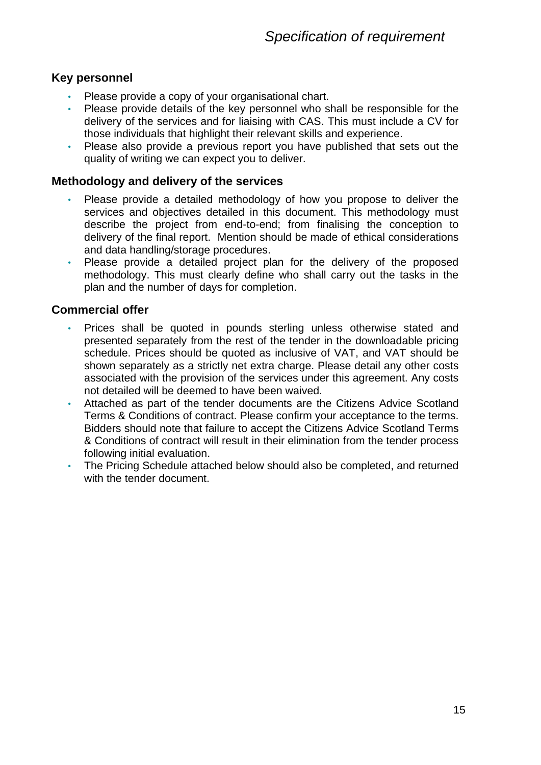## Key personnel

- Please provide a copy of your organisational chart.
- Please provide details of the key personnel who shall be responsible for the delivery of the services and for liaising with CAS. This must include a CV for those individuals that highlight their relevant skills and experience.
- Please also provide a previous report you have published that sets out the quality of writing we can expect you to deliver.

## Methodology and delivery of the services

- Please provide a detailed methodology of how you propose to deliver the services and objectives detailed in this document. This methodology must describe the project from end-to-end; from finalising the conception to delivery of the final report. Mention should be made of ethical considerations and data handling/storage procedures.
- Please provide a detailed project plan for the delivery of the proposed methodology. This must clearly define who shall carry out the tasks in the plan and the number of days for completion.

## Commercial offer

- Prices shall be quoted in pounds sterling unless otherwise stated and presented separately from the rest of the tender in the downloadable pricing schedule. Prices should be quoted as inclusive of VAT, and VAT should be shown separately as a strictly net extra charge. Please detail any other costs associated with the provision of the services under this agreement. Any costs not detailed will be deemed to have been waived.
- Attached as part of the tender documents are the Citizens Advice Scotland Terms & Conditions of contract. Please confirm your acceptance to the terms. Bidders should note that failure to accept the Citizens Advice Scotland Terms & Conditions of contract will result in their elimination from the tender process following initial evaluation.
- The Pricing Schedule attached below should also be completed, and returned with the tender document.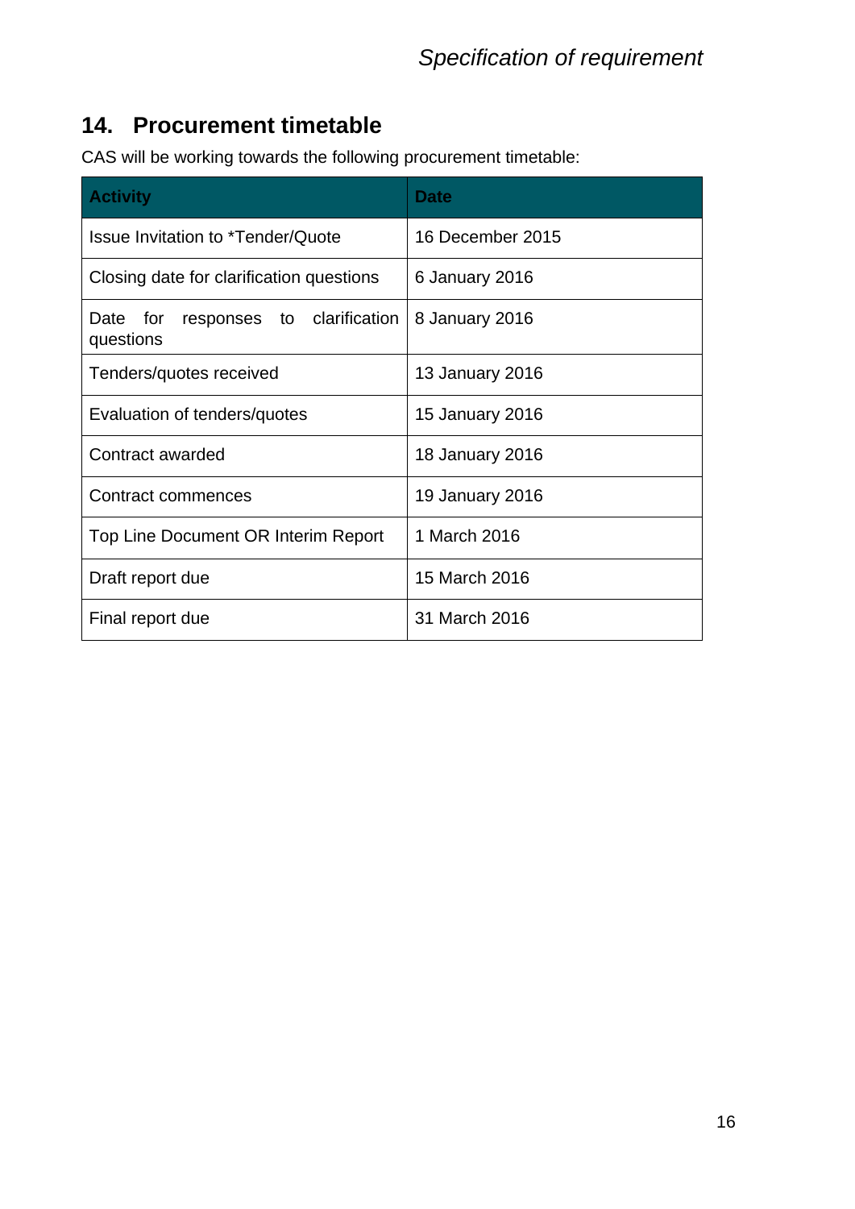## 14. Procurement timetable

CAS will be working towards the following procurement timetable:

| Activity | Date |
|---|---|
| Issue Invitation to *Tender/Quote | 16 December 2015 |
| Closing date for clarification questions | 6 January 2016 |
| Date for responses to clarification questions | 8 January 2016 |
| Tenders/quotes received | 13 January 2016 |
| Evaluation of tenders/quotes | 15 January 2016 |
| Contract awarded | 18 January 2016 |
| Contract commences | 19 January 2016 |
| Top Line Document OR Interim Report | 1 March 2016 |
| Draft report due | 15 March 2016 |
| Final report due | 31 March 2016 |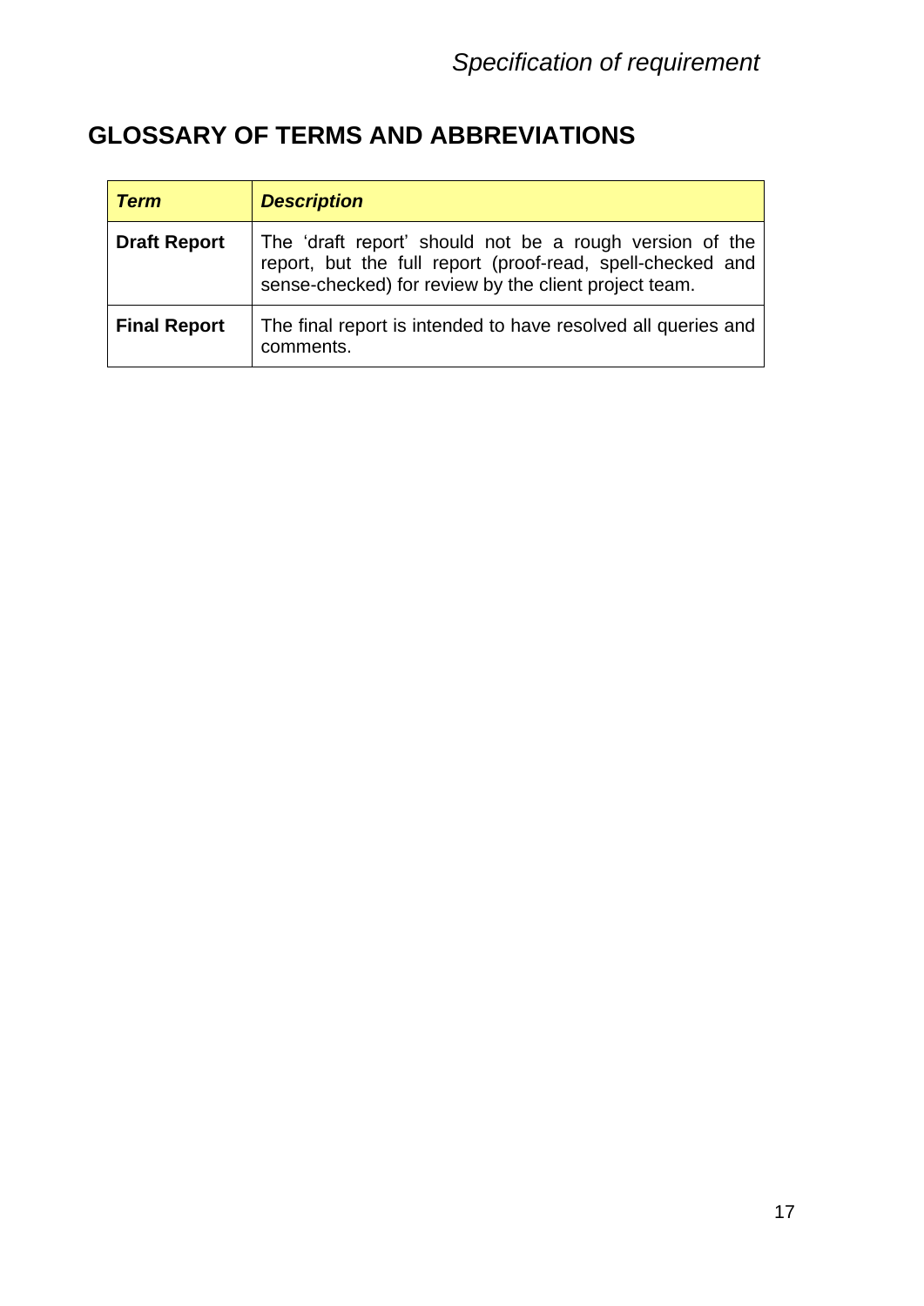## GLOSSARY OF TERMS AND ABBREVIATIONS

| ***Term*** | ***Description*** |
|---|---|
| **Draft Report** | The ‘draft report’ should not be a rough version of the report, but the full report (proof-read, spell-checked and sense-checked) for review by the client project team. |
| **Final Report** | The final report is intended to have resolved all queries and comments. |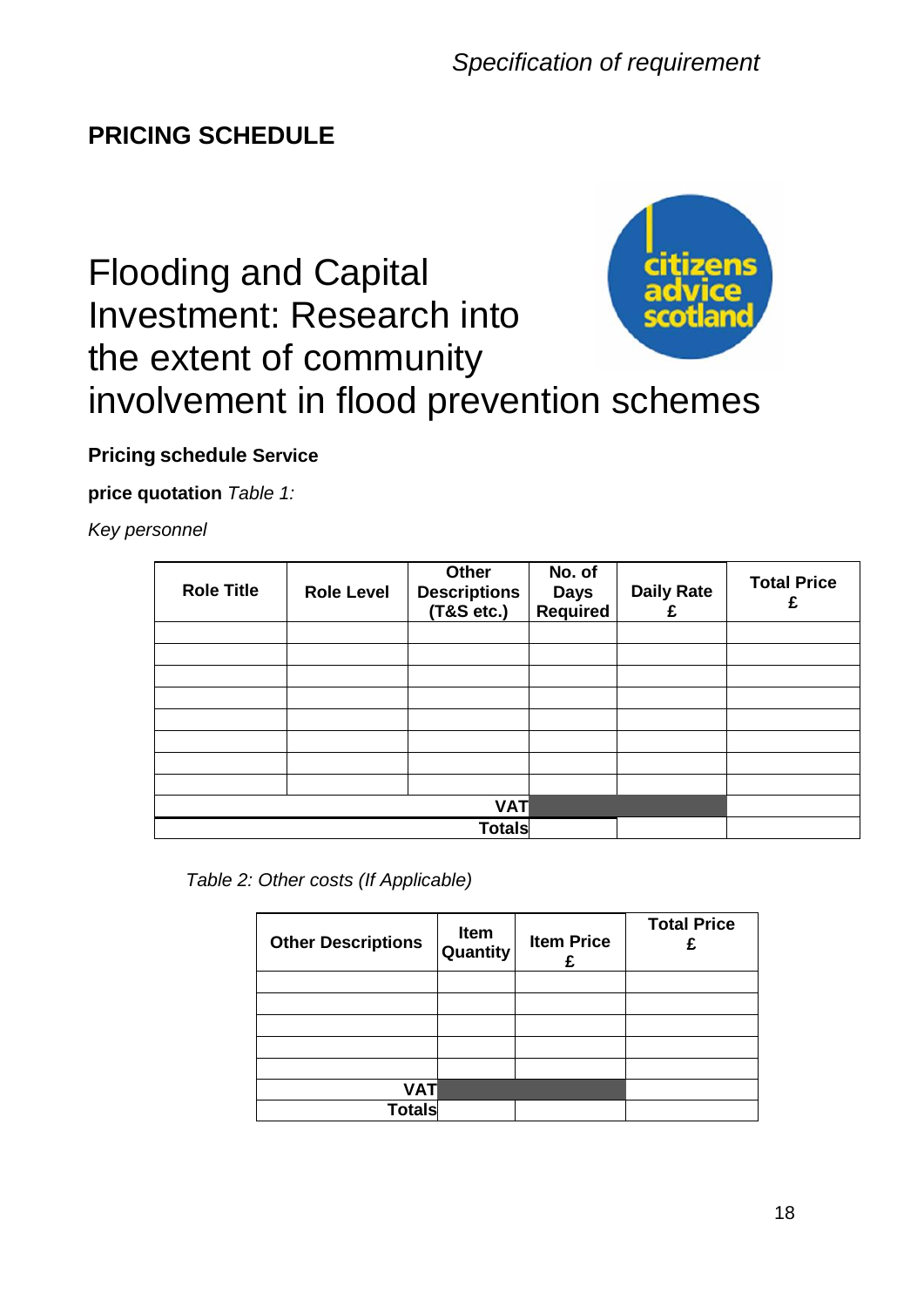## PRICING SCHEDULE

# Flooding and Capital Investment: Research into the extent of community involvement in flood prevention schemes

**Pricing schedule Service**

**price quotation** *Table 1:*

*Key personnel*

| Role Title | Role Level | Other Descriptions (T&S etc.) | No. of Days Required | Daily Rate £ | Total Price £ |
|---|---|---|---|---|---|
| | | | | | |
| | | | | | |
| | | | | | |
| | | | | | |
| | | | | | |
| | | | | | |
| | | | | | |
| | | | | | |
| | | **VAT** | | | |
| | | **Totals** | | | |

*Table 2: Other costs (If Applicable)*

| Other Descriptions | Item Quantity | Item Price £ | Total Price £ |
|---|---|---|---|
| | | | |
| | | | |
| | | | |
| | | | |
| | | | |
| **VAT** | | | |
| **Totals** | | | |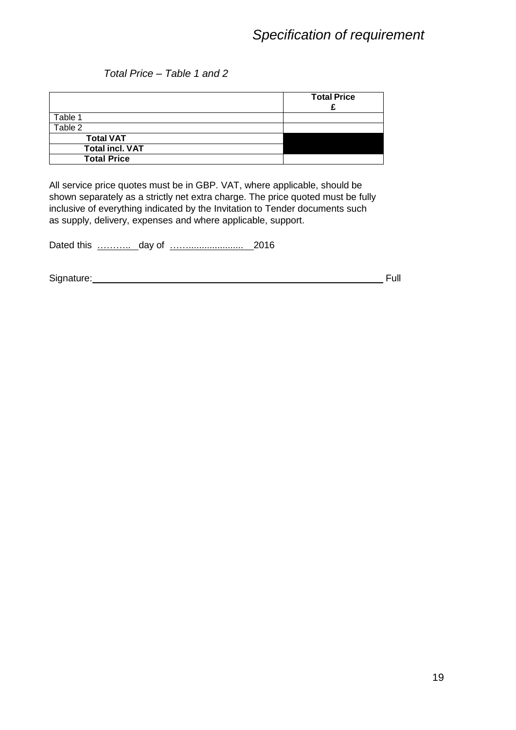*Total Price – Table 1 and 2*

| | **Total Price £** |
|---|---|
| Table 1 | |
| Table 2 | |
| **Total VAT** | |
| **Total incl. VAT** | |
| **Total Price** | |

All service price quotes must be in GBP. VAT, where applicable, should be shown separately as a strictly net extra charge. The price quoted must be fully inclusive of everything indicated by the Invitation to Tender documents such as supply, delivery, expenses and where applicable, support.

Dated this ……….. day of ……..................... 2016

Signature:\_\_\_\_\_\_\_\_\_\_\_\_\_\_\_\_\_\_\_\_\_\_\_\_\_\_\_\_\_\_\_\_\_\_\_\_\_\_\_\_\_\_\_\_\_\_\_\_ Full